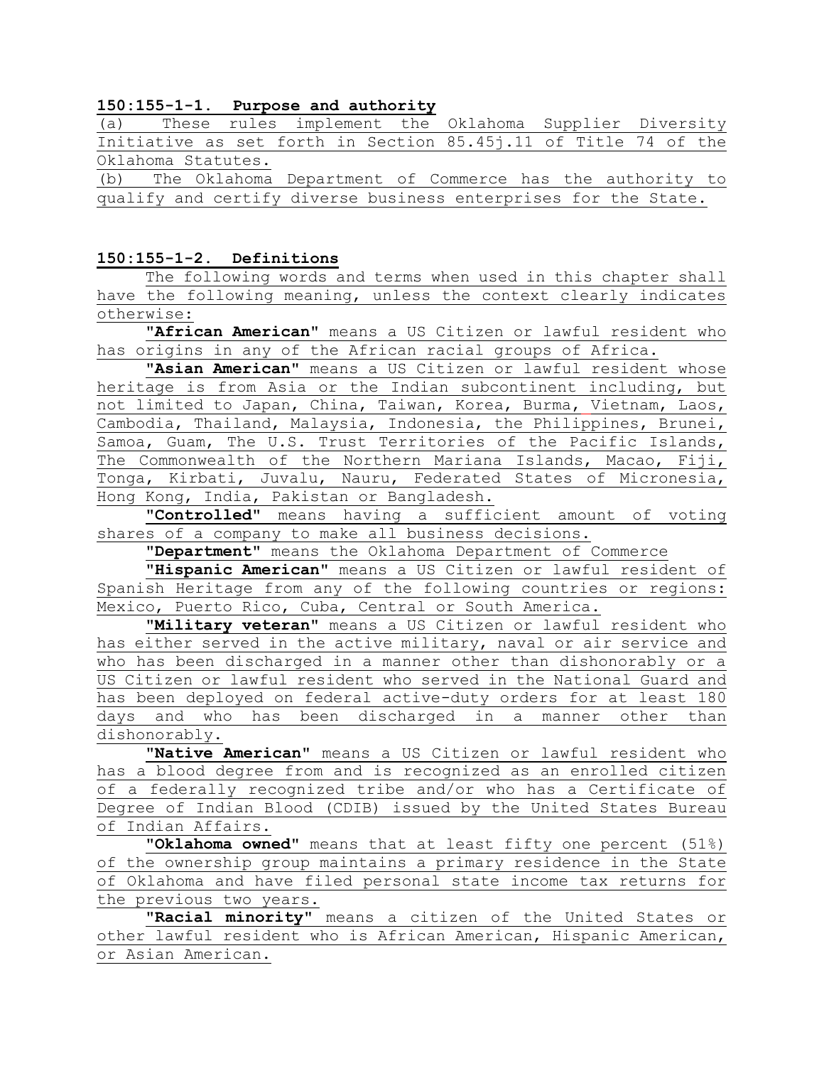**150:155-1-1. Purpose and authority**

(a) These rules implement the Oklahoma Supplier Diversity Initiative as set forth in Section 85.45j.11 of Title 74 of the Oklahoma Statutes.

(b) The Oklahoma Department of Commerce has the authority to qualify and certify diverse business enterprises for the State.

**150:155-1-2. Definitions**

The following words and terms when used in this chapter shall have the following meaning, unless the context clearly indicates otherwise:

"**African American**" means a US Citizen or lawful resident who has origins in any of the African racial groups of Africa.

"**Asian American**" means a US Citizen or lawful resident whose heritage is from Asia or the Indian subcontinent including, but not limited to Japan, China, Taiwan, Korea, Burma, Vietnam, Laos, Cambodia, Thailand, Malaysia, Indonesia, the Philippines, Brunei, Samoa, Guam, The U.S. Trust Territories of the Pacific Islands, The Commonwealth of the Northern Mariana Islands, Macao, Fiji, Tonga, Kirbati, Juvalu, Nauru, Federated States of Micronesia, Hong Kong, India, Pakistan or Bangladesh.

"**Controlled**" means having a sufficient amount of voting shares of a company to make all business decisions.

"**Department**" means the Oklahoma Department of Commerce

"**Hispanic American**" means a US Citizen or lawful resident of Spanish Heritage from any of the following countries or regions: Mexico, Puerto Rico, Cuba, Central or South America.

"**Military veteran**" means a US Citizen or lawful resident who has either served in the active military, naval or air service and who has been discharged in a manner other than dishonorably or a US Citizen or lawful resident who served in the National Guard and has been deployed on federal active-duty orders for at least 180 days and who has been discharged in a manner other than dishonorably.

"**Native American**" means a US Citizen or lawful resident who has a blood degree from and is recognized as an enrolled citizen of a federally recognized tribe and/or who has a Certificate of Degree of Indian Blood (CDIB) issued by the United States Bureau of Indian Affairs.

"**Oklahoma owned**" means that at least fifty one percent (51%) of the ownership group maintains a primary residence in the State of Oklahoma and have filed personal state income tax returns for the previous two years.

"**Racial minority**" means a citizen of the United States or other lawful resident who is African American, Hispanic American, or Asian American.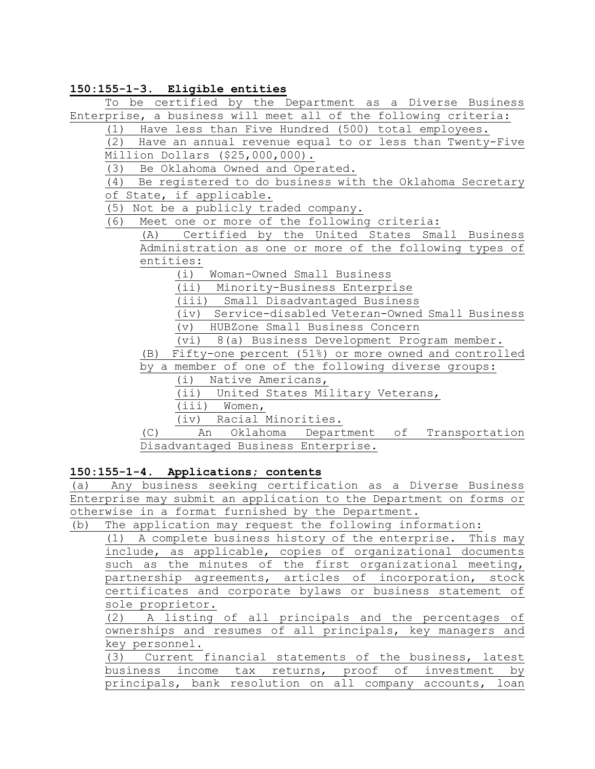**150:155-1-3. Eligible entities**

To be certified by the Department as a Diverse Business Enterprise, a business will meet all of the following criteria:

(1) Have less than Five Hundred (500) total employees.

(2) Have an annual revenue equal to or less than Twenty-Five Million Dollars ($25,000,000).

(3) Be Oklahoma Owned and Operated.

(4) Be registered to do business with the Oklahoma Secretary of State, if applicable.

(5) Not be a publicly traded company.

(6) Meet one or more of the following criteria:

(A) Certified by the United States Small Business Administration as one or more of the following types of entities:

(i) Woman-Owned Small Business

(ii) Minority-Business Enterprise

(iii) Small Disadvantaged Business

(iv) Service-disabled Veteran-Owned Small Business

(v) HUBZone Small Business Concern

(vi) 8(a) Business Development Program member.

(B) Fifty-one percent (51%) or more owned and controlled by a member of one of the following diverse groups:

(i) Native Americans,

(ii) United States Military Veterans,

(iii) Women,

(iv) Racial Minorities.

(C) An Oklahoma Department of Transportation Disadvantaged Business Enterprise.

**150:155-1-4. Applications; contents**

(a) Any business seeking certification as a Diverse Business Enterprise may submit an application to the Department on forms or otherwise in a format furnished by the Department.

(b) The application may request the following information:

(1) A complete business history of the enterprise. This may include, as applicable, copies of organizational documents such as the minutes of the first organizational meeting, partnership agreements, articles of incorporation, stock certificates and corporate bylaws or business statement of sole proprietor.

(2) A listing of all principals and the percentages of ownerships and resumes of all principals, key managers and key personnel.

(3) Current financial statements of the business, latest business income tax returns, proof of investment by principals, bank resolution on all company accounts, loan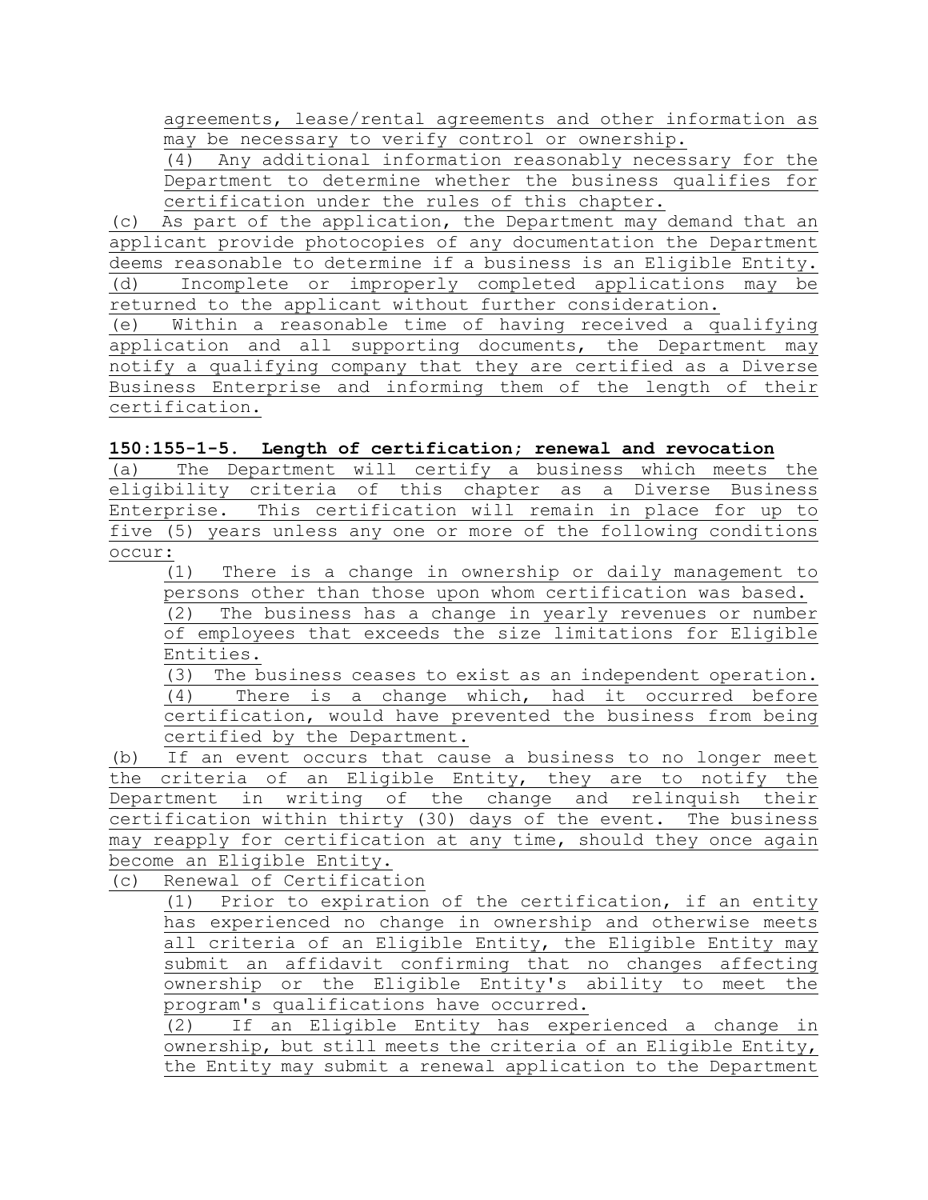agreements, lease/rental agreements and other information as may be necessary to verify control or ownership.

(4) Any additional information reasonably necessary for the Department to determine whether the business qualifies for certification under the rules of this chapter.

(c) As part of the application, the Department may demand that an applicant provide photocopies of any documentation the Department deems reasonable to determine if a business is an Eligible Entity.

(d) Incomplete or improperly completed applications may be returned to the applicant without further consideration.

(e) Within a reasonable time of having received a qualifying application and all supporting documents, the Department may notify a qualifying company that they are certified as a Diverse Business Enterprise and informing them of the length of their certification.

**150:155-1-5. Length of certification; renewal and revocation**

(a) The Department will certify a business which meets the eligibility criteria of this chapter as a Diverse Business Enterprise. This certification will remain in place for up to five (5) years unless any one or more of the following conditions occur:

(1) There is a change in ownership or daily management to persons other than those upon whom certification was based.

(2) The business has a change in yearly revenues or number of employees that exceeds the size limitations for Eligible Entities.

(3) The business ceases to exist as an independent operation.

(4) There is a change which, had it occurred before certification, would have prevented the business from being certified by the Department.

(b) If an event occurs that cause a business to no longer meet the criteria of an Eligible Entity, they are to notify the Department in writing of the change and relinquish their certification within thirty (30) days of the event. The business may reapply for certification at any time, should they once again become an Eligible Entity.

(c) Renewal of Certification

(1) Prior to expiration of the certification, if an entity has experienced no change in ownership and otherwise meets all criteria of an Eligible Entity, the Eligible Entity may submit an affidavit confirming that no changes affecting ownership or the Eligible Entity's ability to meet the program's qualifications have occurred.

(2) If an Eligible Entity has experienced a change in ownership, but still meets the criteria of an Eligible Entity, the Entity may submit a renewal application to the Department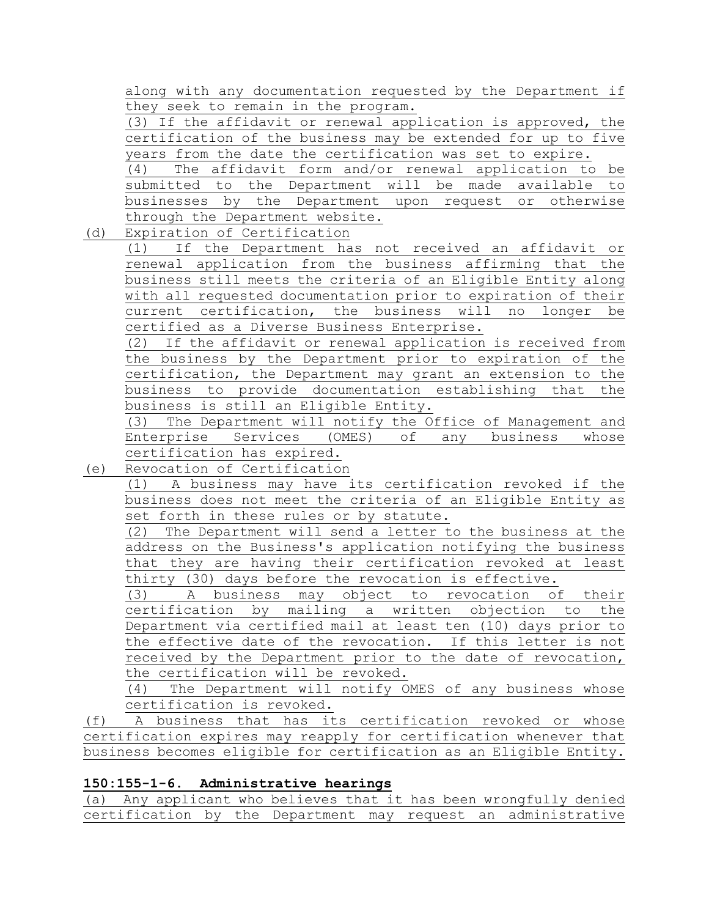along with any documentation requested by the Department if they seek to remain in the program.

(3) If the affidavit or renewal application is approved, the certification of the business may be extended for up to five years from the date the certification was set to expire.

(4) The affidavit form and/or renewal application to be submitted to the Department will be made available to businesses by the Department upon request or otherwise through the Department website.

(d) Expiration of Certification

(1) If the Department has not received an affidavit or renewal application from the business affirming that the business still meets the criteria of an Eligible Entity along with all requested documentation prior to expiration of their current certification, the business will no longer be certified as a Diverse Business Enterprise.

(2) If the affidavit or renewal application is received from the business by the Department prior to expiration of the certification, the Department may grant an extension to the business to provide documentation establishing that the business is still an Eligible Entity.

(3) The Department will notify the Office of Management and Enterprise Services (OMES) of any business whose certification has expired.

(e) Revocation of Certification

(1) A business may have its certification revoked if the business does not meet the criteria of an Eligible Entity as set forth in these rules or by statute.

(2) The Department will send a letter to the business at the address on the Business's application notifying the business that they are having their certification revoked at least thirty (30) days before the revocation is effective.

(3) A business may object to revocation of their certification by mailing a written objection to the Department via certified mail at least ten (10) days prior to the effective date of the revocation. If this letter is not received by the Department prior to the date of revocation, the certification will be revoked.

(4) The Department will notify OMES of any business whose certification is revoked.

(f) A business that has its certification revoked or whose certification expires may reapply for certification whenever that business becomes eligible for certification as an Eligible Entity.

**150:155-1-6. Administrative hearings**

(a) Any applicant who believes that it has been wrongfully denied certification by the Department may request an administrative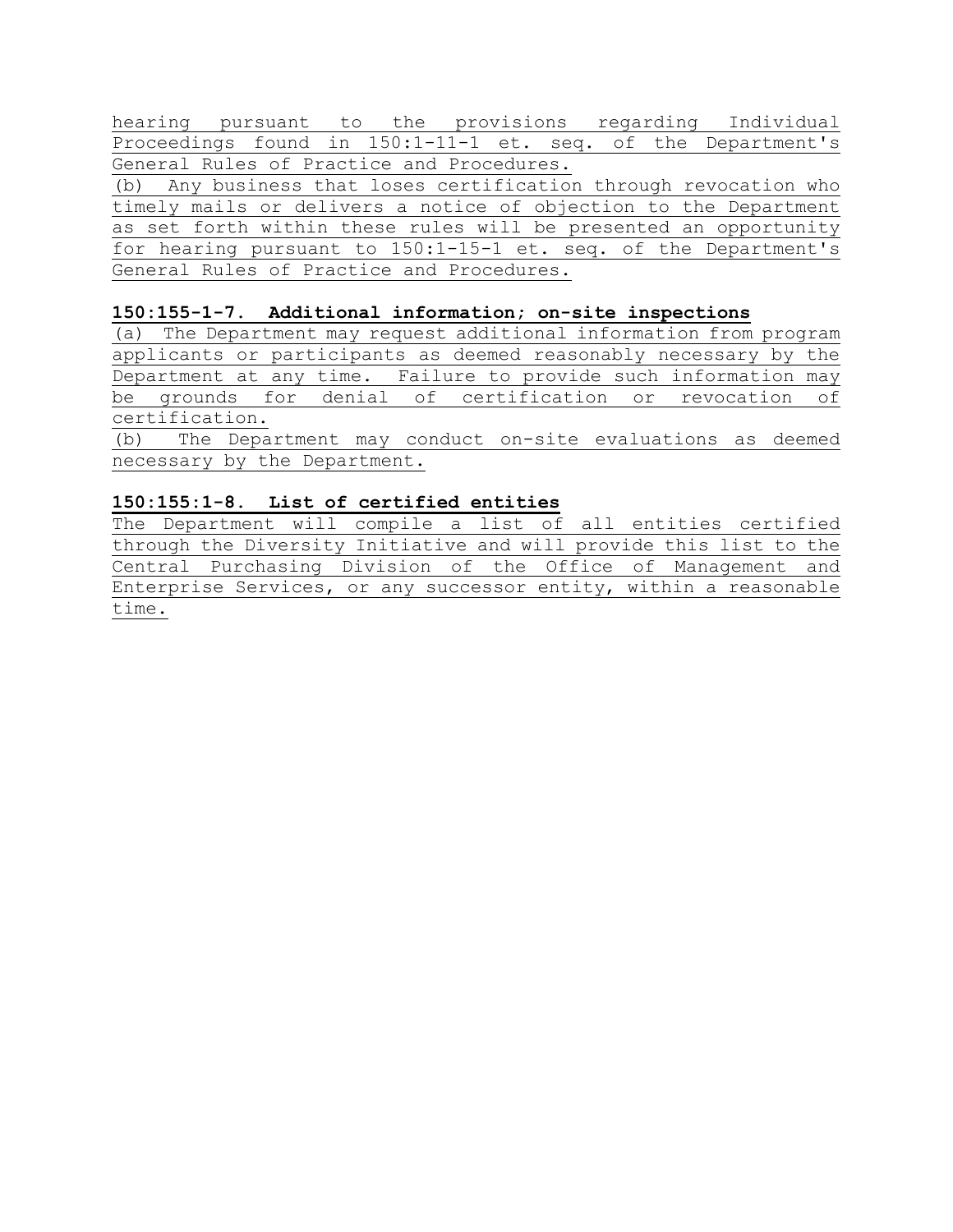hearing pursuant to the provisions regarding Individual Proceedings found in 150:1-11-1 et. seq. of the Department's General Rules of Practice and Procedures.

(b) Any business that loses certification through revocation who timely mails or delivers a notice of objection to the Department as set forth within these rules will be presented an opportunity for hearing pursuant to 150:1-15-1 et. seq. of the Department's General Rules of Practice and Procedures.

**150:155-1-7. Additional information; on-site inspections**

(a) The Department may request additional information from program applicants or participants as deemed reasonably necessary by the Department at any time. Failure to provide such information may be grounds for denial of certification or revocation of certification.

(b) The Department may conduct on-site evaluations as deemed necessary by the Department.

**150:155:1-8. List of certified entities**

The Department will compile a list of all entities certified through the Diversity Initiative and will provide this list to the Central Purchasing Division of the Office of Management and Enterprise Services, or any successor entity, within a reasonable time.